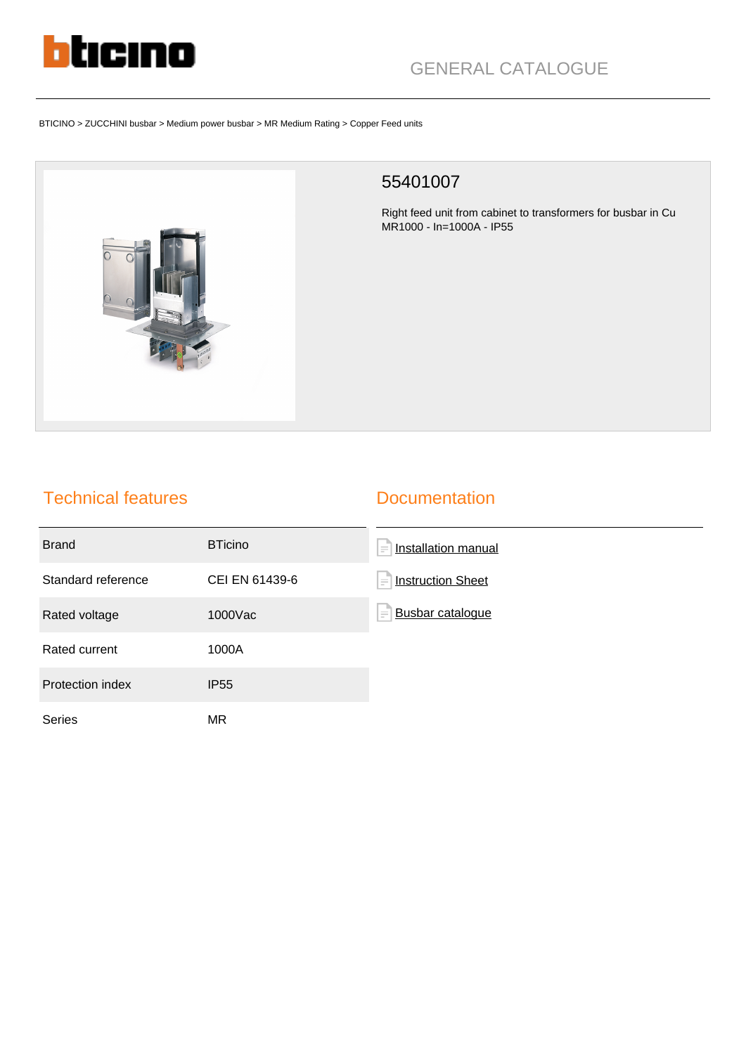GENERAL CATALOGUE

BTICINO > ZUCCHINI busbar > Medium power busbar > MR Medium Rating > Copper Feed units

# 55401007

Right feed unit from cabinet to transformers for busbar in Cu MR1000 - In=1000A - IP55

## Technical features

| | |
|---|---|
| Brand | BTicino |
| Standard reference | CEI EN 61439-6 |
| Rated voltage | 1000Vac |
| Rated current | 1000A |
| Protection index | IP55 |
| Series | MR |

## Documentation

- Installation manual
- Instruction Sheet
- Busbar catalogue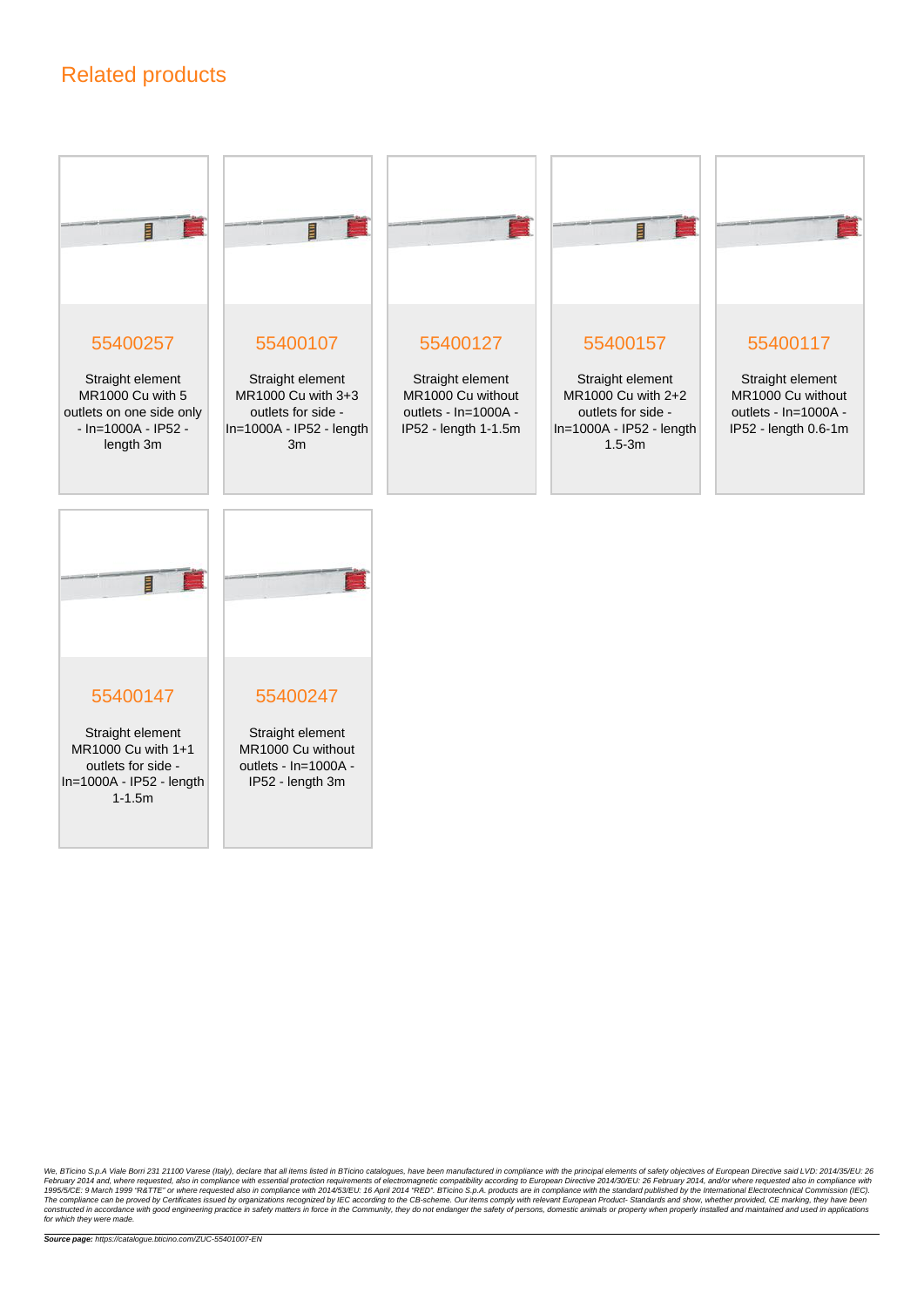## Related products

**55400257**

Straight element MR1000 Cu with 5 outlets on one side only - In=1000A - IP52 - length 3m

**55400107**

Straight element MR1000 Cu with 3+3 outlets for side - In=1000A - IP52 - length 3m

**55400127**

Straight element MR1000 Cu without outlets - In=1000A - IP52 - length 1-1.5m

**55400157**

Straight element MR1000 Cu with 2+2 outlets for side - In=1000A - IP52 - length 1.5-3m

**55400117**

Straight element MR1000 Cu without outlets - In=1000A - IP52 - length 0.6-1m

**55400147**

Straight element MR1000 Cu with 1+1 outlets for side - In=1000A - IP52 - length 1-1.5m

**55400247**

Straight element MR1000 Cu without outlets - In=1000A - IP52 - length 3m

*We, BTicino S.p.A Viale Borri 231 21100 Varese (Italy), declare that all items listed in BTicino catalogues, have been manufactured in compliance with the principal elements of safety objectives of European Directive said LVD: 2014/35/EU: 26 February 2014 and, where requested, also in compliance with essential protection requirements of electromagnetic compatibility according to European Directive 2014/30/EU: 26 February 2014, and/or where requested also in compliance with 1995/5/CE: 9 March 1999 "R&TTE" or where requested also in compliance with 2014/53/EU: 16 April 2014 "RED". BTicino S.p.A. products are in compliance with the standard published by the International Electrotechnical Commission (IEC). The compliance can be proved by Certificates issued by organizations recognized by IEC according to the CB-scheme. Our items comply with relevant European Product- Standards and show, whether provided, CE marking, they have been constructed in accordance with good engineering practice in safety matters in force in the Community, they do not endanger the safety of persons, domestic animals or property when properly installed and maintained and used in applications for which they were made.*

***Source page:*** *https://catalogue.bticino.com/ZUC-55401007-EN*